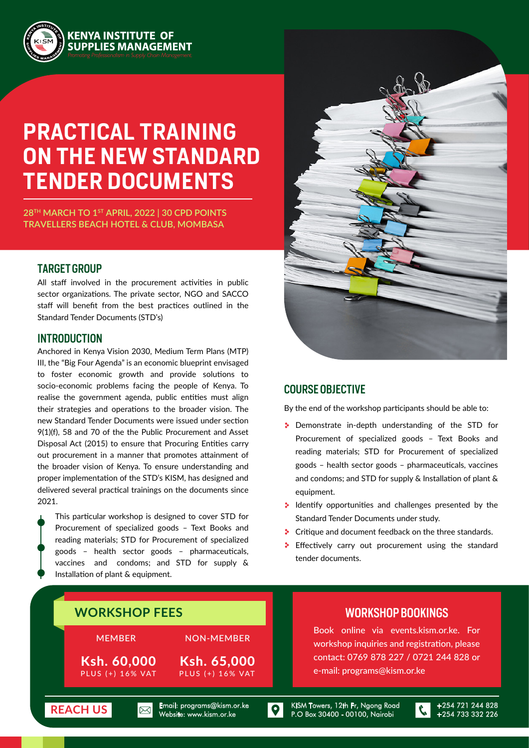**KENYA INSTITUTE OF SUPPLIES MANAGEMENT**

*Promoting Professionalism in Supply Chain Management*

# PRACTICAL TRAINING ON THE NEW STANDARD TENDER DOCUMENTS

**28TH MARCH TO 1ST APRIL, 2022 | 30 CPD POINTS**
**TRAVELLERS BEACH HOTEL & CLUB, MOMBASA**

## TARGET GROUP

All staff involved in the procurement activities in public sector organizations. The private sector, NGO and SACCO staff will benefit from the best practices outlined in the Standard Tender Documents (STD's)

## INTRODUCTION

Anchored in Kenya Vision 2030, Medium Term Plans (MTP) III, the "Big Four Agenda" is an economic blueprint envisaged to foster economic growth and provide solutions to socio-economic problems facing the people of Kenya. To realise the government agenda, public entities must align their strategies and operations to the broader vision. The new Standard Tender Documents were issued under section 9(1)(f), 58 and 70 of the the Public Procurement and Asset Disposal Act (2015) to ensure that Procuring Entities carry out procurement in a manner that promotes attainment of the broader vision of Kenya. To ensure understanding and proper implementation of the STD's KISM, has designed and delivered several practical trainings on the documents since 2021.

This particular workshop is designed to cover STD for Procurement of specialized goods – Text Books and reading materials; STD for Procurement of specialized goods – health sector goods – pharmaceuticals, vaccines and condoms; and STD for supply & Installation of plant & equipment.

## COURSE OBJECTIVE

By the end of the workshop participants should be able to:

- Demonstrate in-depth understanding of the STD for Procurement of specialized goods – Text Books and reading materials; STD for Procurement of specialized goods – health sector goods – pharmaceuticals, vaccines and condoms; and STD for supply & Installation of plant & equipment.
- Identify opportunities and challenges presented by the Standard Tender Documents under study.
- Critique and document feedback on the three standards.
- Effectively carry out procurement using the standard tender documents.

## WORKSHOP FEES

| MEMBER | NON-MEMBER |
|---|---|
| **Ksh. 60,000** PLUS (+) 16% VAT | **Ksh. 65,000** PLUS (+) 16% VAT |

## WORKSHOP BOOKINGS

Book online via events.kism.or.ke. For workshop inquiries and registration, please contact: 0769 878 227 / 0721 244 828 or e-mail: programs@kism.or.ke

**REACH US**

Email: programs@kism.or.ke
Website: www.kism.or.ke

KISM Towers, 12th Flr, Ngong Road
P.O Box 30400 - 00100, Nairobi

+254 721 244 828
+254 733 332 226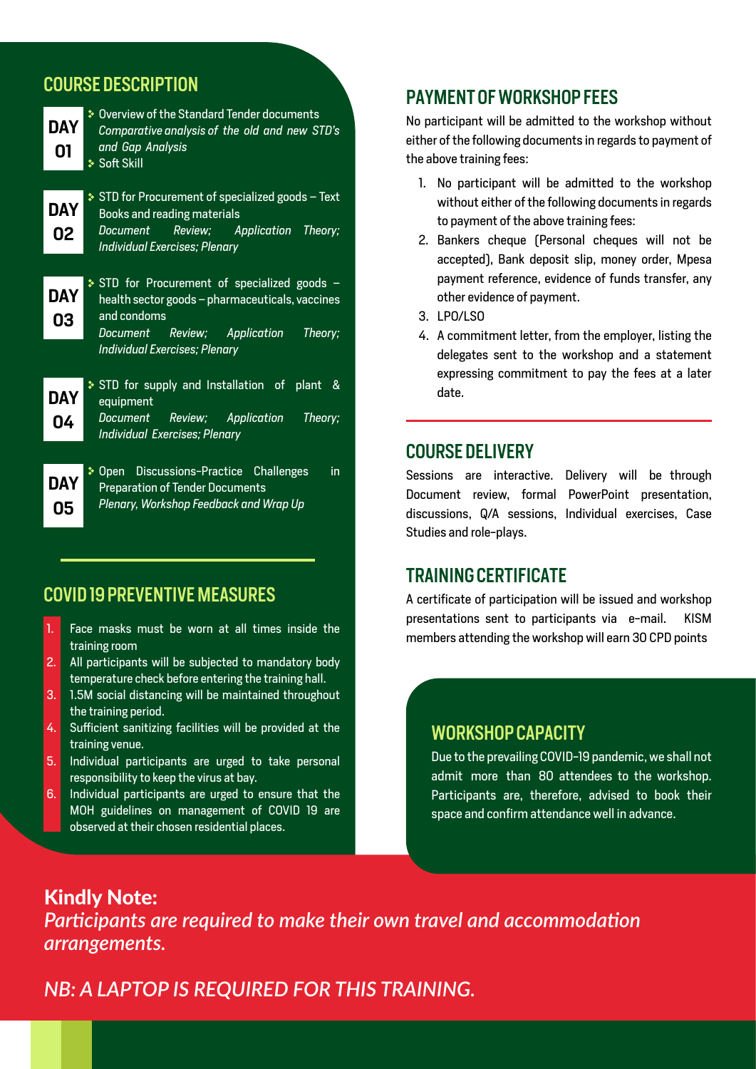## COURSE DESCRIPTION

**DAY 01**

- Overview of the Standard Tender documents
  *Comparative analysis of the old and new STD's and Gap Analysis*
- Soft Skill

**DAY 02**

- STD for Procurement of specialized goods – Text Books and reading materials
  *Document Review; Application Theory; Individual Exercises; Plenary*

**DAY 03**

- STD for Procurement of specialized goods – health sector goods – pharmaceuticals, vaccines and condoms
  *Document Review; Application Theory; Individual Exercises; Plenary*

**DAY 04**

- STD for supply and Installation of plant & equipment
  *Document Review; Application Theory; Individual Exercises; Plenary*

**DAY 05**

- Open Discussions-Practice Challenges in Preparation of Tender Documents
  *Plenary, Workshop Feedback and Wrap Up*

## COVID 19 PREVENTIVE MEASURES

1. Face masks must be worn at all times inside the training room
2. All participants will be subjected to mandatory body temperature check before entering the training hall.
3. 1.5M social distancing will be maintained throughout the training period.
4. Sufficient sanitizing facilities will be provided at the training venue.
5. Individual participants are urged to take personal responsibility to keep the virus at bay.
6. Individual participants are urged to ensure that the MOH guidelines on management of COVID 19 are observed at their chosen residential places.

## PAYMENT OF WORKSHOP FEES

No participant will be admitted to the workshop without either of the following documents in regards to payment of the above training fees:

1. No participant will be admitted to the workshop without either of the following documents in regards to payment of the above training fees:
2. Bankers cheque (Personal cheques will not be accepted), Bank deposit slip, money order, Mpesa payment reference, evidence of funds transfer, any other evidence of payment.
3. LPO/LSO
4. A commitment letter, from the employer, listing the delegates sent to the workshop and a statement expressing commitment to pay the fees at a later date.

## COURSE DELIVERY

Sessions are interactive. Delivery will be through Document review, formal PowerPoint presentation, discussions, Q/A sessions, Individual exercises, Case Studies and role-plays.

## TRAINING CERTIFICATE

A certificate of participation will be issued and workshop presentations sent to participants via e-mail. KISM members attending the workshop will earn 30 CPD points

## WORKSHOP CAPACITY

Due to the prevailing COVID-19 pandemic, we shall not admit more than 80 attendees to the workshop. Participants are, therefore, advised to book their space and confirm attendance well in advance.

**Kindly Note:**
*Participants are required to make their own travel and accommodation arrangements.*

*NB: A LAPTOP IS REQUIRED FOR THIS TRAINING.*